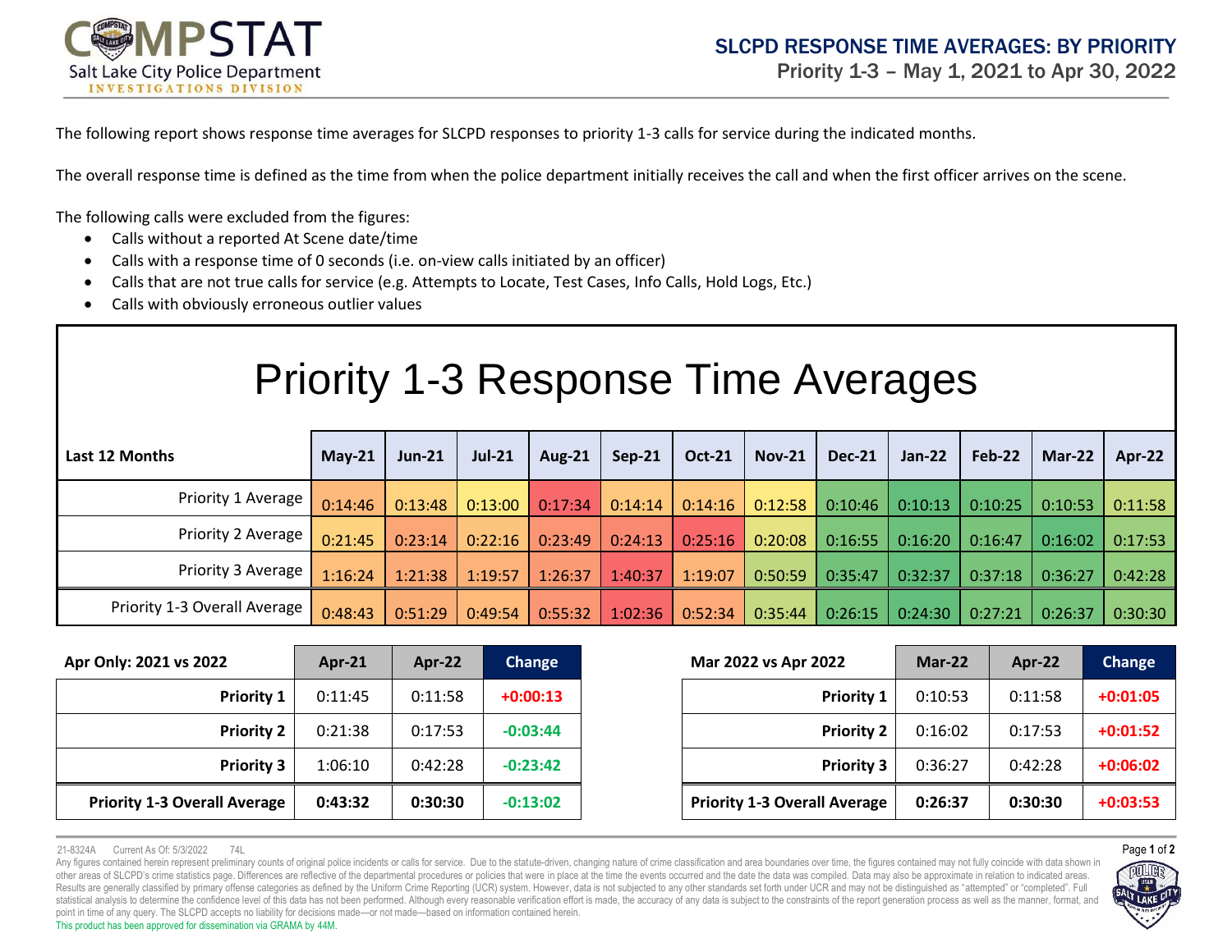# COMPSTAT

Salt Lake City Police Department
INVESTIGATIONS DIVISION

## SLCPD RESPONSE TIME AVERAGES: BY PRIORITY

Priority 1-3 – May 1, 2021 to Apr 30, 2022

The following report shows response time averages for SLCPD responses to priority 1-3 calls for service during the indicated months.

The overall response time is defined as the time from when the police department initially receives the call and when the first officer arrives on the scene.

The following calls were excluded from the figures:

- Calls without a reported At Scene date/time
- Calls with a response time of 0 seconds (i.e. on-view calls initiated by an officer)
- Calls that are not true calls for service (e.g. Attempts to Locate, Test Cases, Info Calls, Hold Logs, Etc.)
- Calls with obviously erroneous outlier values

## Priority 1-3 Response Time Averages

| Last 12 Months | May-21 | Jun-21 | Jul-21 | Aug-21 | Sep-21 | Oct-21 | Nov-21 | Dec-21 | Jan-22 | Feb-22 | Mar-22 | Apr-22 |
|---|---|---|---|---|---|---|---|---|---|---|---|---|
| Priority 1 Average | 0:14:46 | 0:13:48 | 0:13:00 | 0:17:34 | 0:14:14 | 0:14:16 | 0:12:58 | 0:10:46 | 0:10:13 | 0:10:25 | 0:10:53 | 0:11:58 |
| Priority 2 Average | 0:21:45 | 0:23:14 | 0:22:16 | 0:23:49 | 0:24:13 | 0:25:16 | 0:20:08 | 0:16:55 | 0:16:20 | 0:16:47 | 0:16:02 | 0:17:53 |
| Priority 3 Average | 1:16:24 | 1:21:38 | 1:19:57 | 1:26:37 | 1:40:37 | 1:19:07 | 0:50:59 | 0:35:47 | 0:32:37 | 0:37:18 | 0:36:27 | 0:42:28 |
| Priority 1-3 Overall Average | 0:48:43 | 0:51:29 | 0:49:54 | 0:55:32 | 1:02:36 | 0:52:34 | 0:35:44 | 0:26:15 | 0:24:30 | 0:27:21 | 0:26:37 | 0:30:30 |

| Apr Only: 2021 vs 2022 | Apr-21 | Apr-22 | Change |
|---|---|---|---|
| **Priority 1** | 0:11:45 | 0:11:58 | +0:00:13 |
| **Priority 2** | 0:21:38 | 0:17:53 | -0:03:44 |
| **Priority 3** | 1:06:10 | 0:42:28 | -0:23:42 |
| **Priority 1-3 Overall Average** | **0:43:32** | **0:30:30** | **-0:13:02** |

| Mar 2022 vs Apr 2022 | Mar-22 | Apr-22 | Change |
|---|---|---|---|
| **Priority 1** | 0:10:53 | 0:11:58 | +0:01:05 |
| **Priority 2** | 0:16:02 | 0:17:53 | +0:01:52 |
| **Priority 3** | 0:36:27 | 0:42:28 | +0:06:02 |
| **Priority 1-3 Overall Average** | **0:26:37** | **0:30:30** | **+0:03:53** |

21-8324A Current As Of: 5/3/2022 74L

Any figures contained herein represent preliminary counts of original police incidents or calls for service. Due to the statute-driven, changing nature of crime classification and area boundaries over time, the figures contained may not fully coincide with data shown in other areas of SLCPD's crime statistics page. Differences are reflective of the departmental procedures or policies that were in place at the time the events occurred and the date the data was compiled. Data may also be approximate in relation to indicated areas. Results are generally classified by primary offense categories as defined by the Uniform Crime Reporting (UCR) system. However, data is not subjected to any other standards set forth under UCR and may not be distinguished as "attempted" or "completed". Full statistical analysis to determine the confidence level of this data has not been performed. Although every reasonable verification effort is made, the accuracy of any data is subject to the constraints of the report generation process as well as the manner, format, and point in time of any query. The SLCPD accepts no liability for decisions made—or not made—based on information contained herein.

This product has been approved for dissemination via GRAMA by 44M.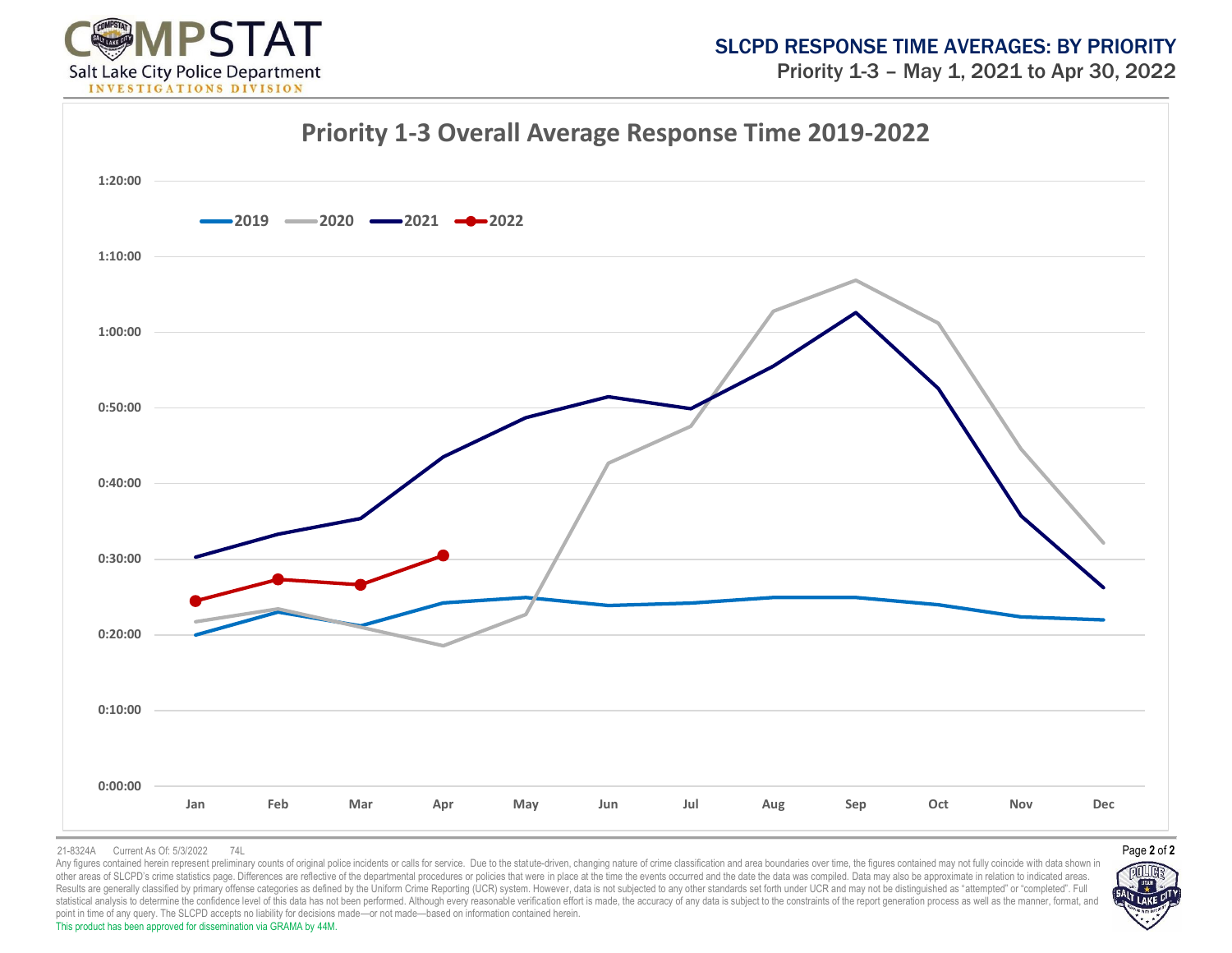COMPSTAT
Salt Lake City Police Department
INVESTIGATIONS DIVISION

# SLCPD RESPONSE TIME AVERAGES: BY PRIORITY

Priority 1-3 – May 1, 2021 to Apr 30, 2022

## Priority 1-3 Overall Average Response Time 2019-2022

2019
2020
2021
2022

1:20:00
1:10:00
1:00:00
0:50:00
0:40:00
0:30:00
0:20:00
0:10:00
0:00:00

Jan
Feb
Mar
Apr
May
Jun
Jul
Aug
Sep
Oct
Nov
Dec

21-8324A Current As Of: 5/3/2022 74L

Any figures contained herein represent preliminary counts of original police incidents or calls for service. Due to the statute-driven, changing nature of crime classification and area boundaries over time, the figures contained may not fully coincide with data shown in other areas of SLCPD's crime statistics page. Differences are reflective of the departmental procedures or policies that were in place at the time the events occurred and the date the data was compiled. Data may also be approximate in relation to indicated areas. Results are generally classified by primary offense categories as defined by the Uniform Crime Reporting (UCR) system. However, data is not subjected to any other standards set forth under UCR and may not be distinguished as "attempted" or "completed". Full statistical analysis to determine the confidence level of this data has not been performed. Although every reasonable verification effort is made, the accuracy of any data is subject to the constraints of the report generation process as well as the manner, format, and point in time of any query. The SLCPD accepts no liability for decisions made—or not made—based on information contained herein.

This product has been approved for dissemination via GRAMA by 44M.